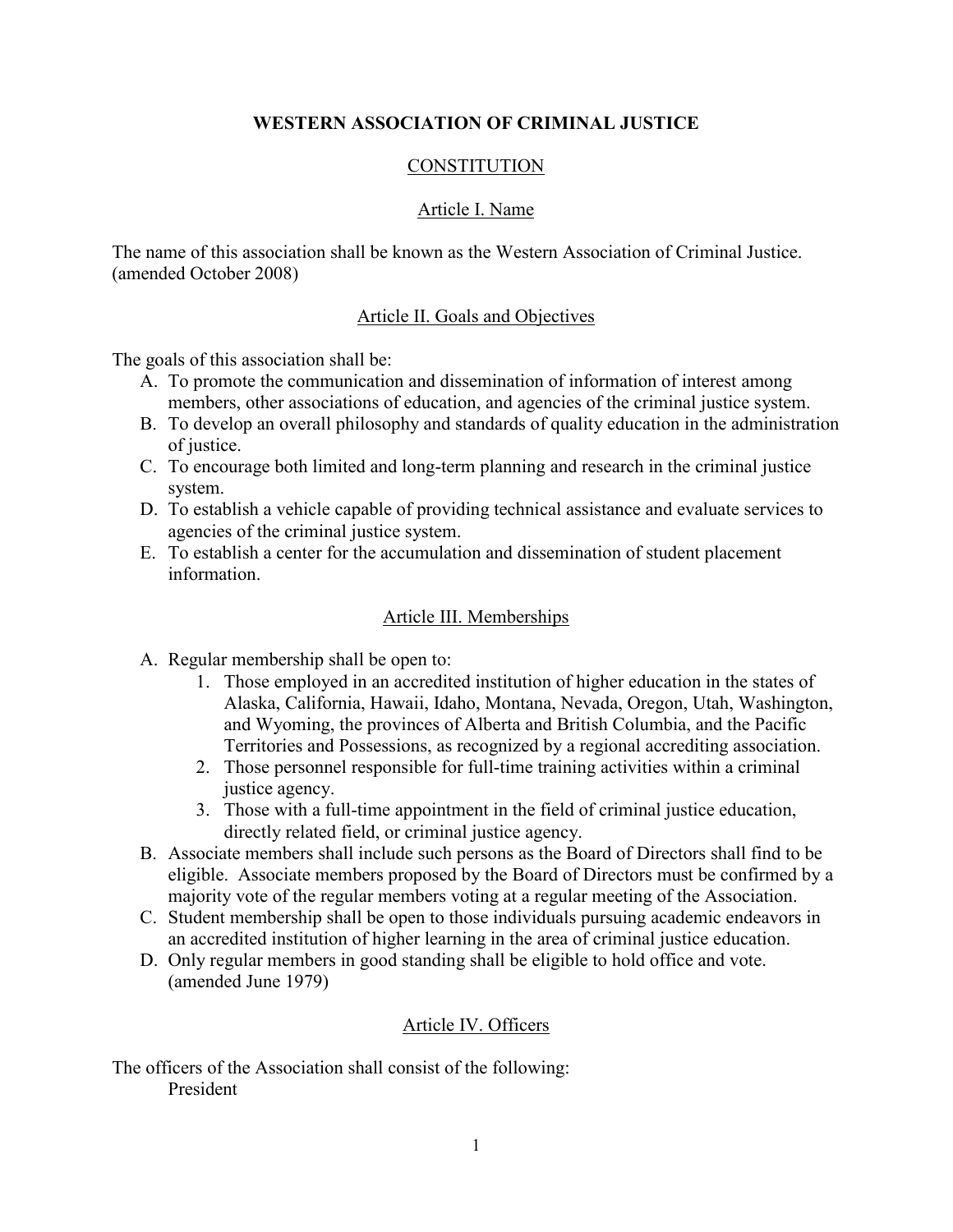# WESTERN ASSOCIATION OF CRIMINAL JUSTICE

## CONSTITUTION

### Article I. Name

The name of this association shall be known as the Western Association of Criminal Justice. (amended October 2008)

### Article II. Goals and Objectives

The goals of this association shall be:

A. To promote the communication and dissemination of information of interest among members, other associations of education, and agencies of the criminal justice system.
B. To develop an overall philosophy and standards of quality education in the administration of justice.
C. To encourage both limited and long-term planning and research in the criminal justice system.
D. To establish a vehicle capable of providing technical assistance and evaluate services to agencies of the criminal justice system.
E. To establish a center for the accumulation and dissemination of student placement information.

### Article III. Memberships

A. Regular membership shall be open to:
    1. Those employed in an accredited institution of higher education in the states of Alaska, California, Hawaii, Idaho, Montana, Nevada, Oregon, Utah, Washington, and Wyoming, the provinces of Alberta and British Columbia, and the Pacific Territories and Possessions, as recognized by a regional accrediting association.
    2. Those personnel responsible for full-time training activities within a criminal justice agency.
    3. Those with a full-time appointment in the field of criminal justice education, directly related field, or criminal justice agency.
B. Associate members shall include such persons as the Board of Directors shall find to be eligible. Associate members proposed by the Board of Directors must be confirmed by a majority vote of the regular members voting at a regular meeting of the Association.
C. Student membership shall be open to those individuals pursuing academic endeavors in an accredited institution of higher learning in the area of criminal justice education.
D. Only regular members in good standing shall be eligible to hold office and vote. (amended June 1979)

### Article IV. Officers

The officers of the Association shall consist of the following:

President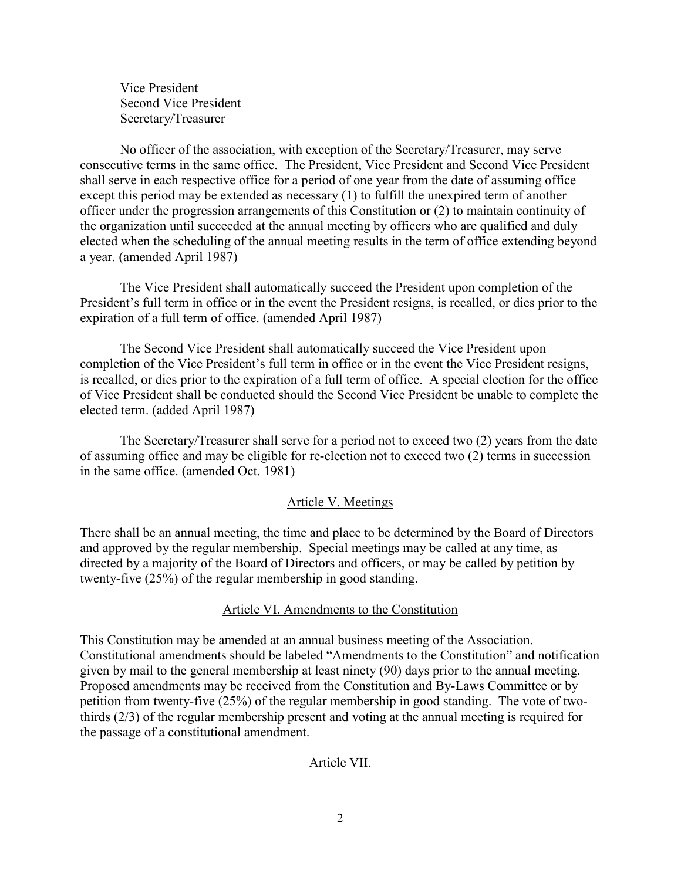Vice President
Second Vice President
Secretary/Treasurer

No officer of the association, with exception of the Secretary/Treasurer, may serve consecutive terms in the same office. The President, Vice President and Second Vice President shall serve in each respective office for a period of one year from the date of assuming office except this period may be extended as necessary (1) to fulfill the unexpired term of another officer under the progression arrangements of this Constitution or (2) to maintain continuity of the organization until succeeded at the annual meeting by officers who are qualified and duly elected when the scheduling of the annual meeting results in the term of office extending beyond a year. (amended April 1987)

The Vice President shall automatically succeed the President upon completion of the President's full term in office or in the event the President resigns, is recalled, or dies prior to the expiration of a full term of office. (amended April 1987)

The Second Vice President shall automatically succeed the Vice President upon completion of the Vice President's full term in office or in the event the Vice President resigns, is recalled, or dies prior to the expiration of a full term of office. A special election for the office of Vice President shall be conducted should the Second Vice President be unable to complete the elected term. (added April 1987)

The Secretary/Treasurer shall serve for a period not to exceed two (2) years from the date of assuming office and may be eligible for re-election not to exceed two (2) terms in succession in the same office. (amended Oct. 1981)

## Article V. Meetings

There shall be an annual meeting, the time and place to be determined by the Board of Directors and approved by the regular membership. Special meetings may be called at any time, as directed by a majority of the Board of Directors and officers, or may be called by petition by twenty-five (25%) of the regular membership in good standing.

## Article VI. Amendments to the Constitution

This Constitution may be amended at an annual business meeting of the Association. Constitutional amendments should be labeled "Amendments to the Constitution" and notification given by mail to the general membership at least ninety (90) days prior to the annual meeting. Proposed amendments may be received from the Constitution and By-Laws Committee or by petition from twenty-five (25%) of the regular membership in good standing. The vote of two-thirds (2/3) of the regular membership present and voting at the annual meeting is required for the passage of a constitutional amendment.

## Article VII.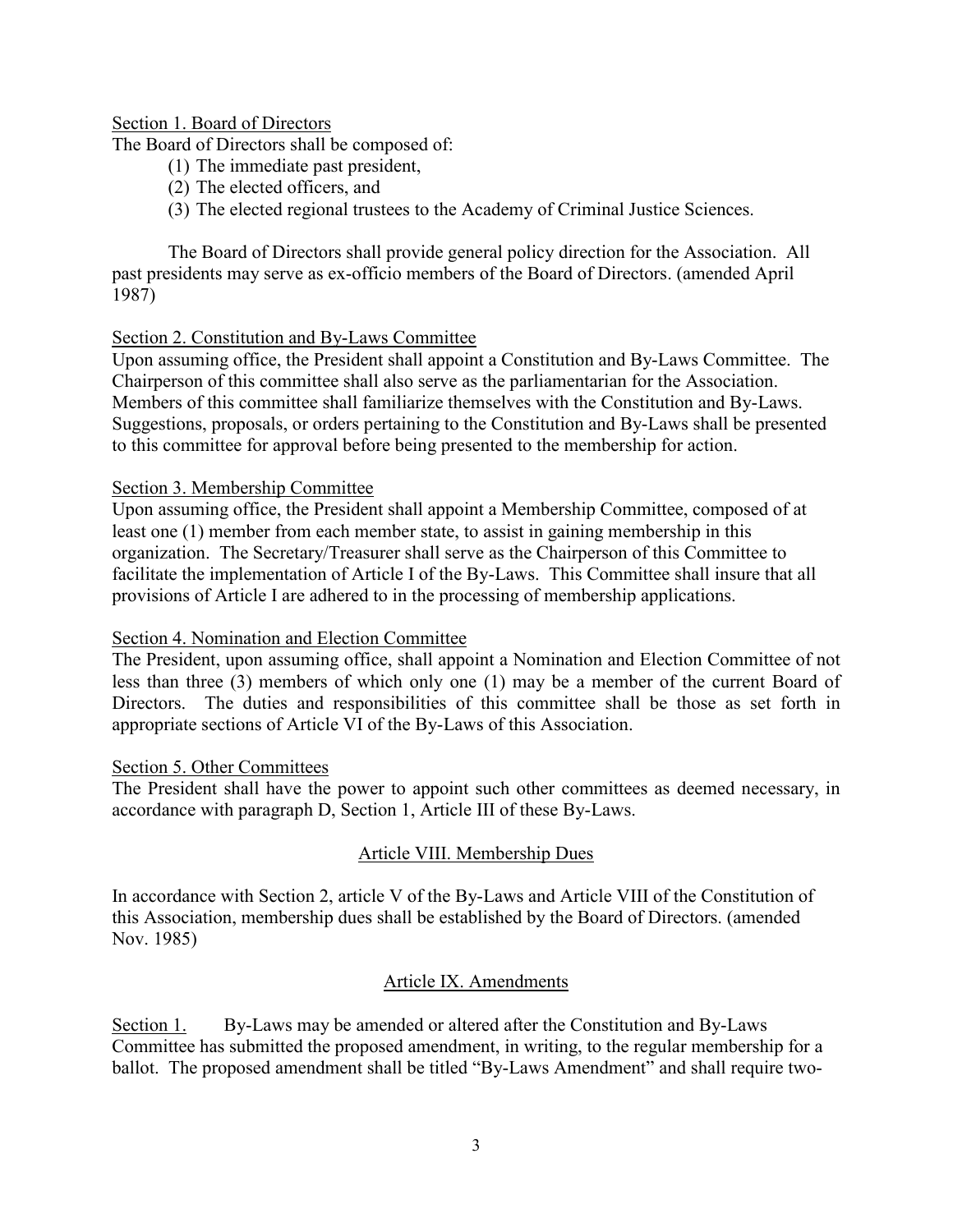Section 1. Board of Directors

The Board of Directors shall be composed of:

(1) The immediate past president,
(2) The elected officers, and
(3) The elected regional trustees to the Academy of Criminal Justice Sciences.

The Board of Directors shall provide general policy direction for the Association. All past presidents may serve as ex-officio members of the Board of Directors. (amended April 1987)

Section 2. Constitution and By-Laws Committee

Upon assuming office, the President shall appoint a Constitution and By-Laws Committee. The Chairperson of this committee shall also serve as the parliamentarian for the Association. Members of this committee shall familiarize themselves with the Constitution and By-Laws. Suggestions, proposals, or orders pertaining to the Constitution and By-Laws shall be presented to this committee for approval before being presented to the membership for action.

Section 3. Membership Committee

Upon assuming office, the President shall appoint a Membership Committee, composed of at least one (1) member from each member state, to assist in gaining membership in this organization. The Secretary/Treasurer shall serve as the Chairperson of this Committee to facilitate the implementation of Article I of the By-Laws. This Committee shall insure that all provisions of Article I are adhered to in the processing of membership applications.

Section 4. Nomination and Election Committee

The President, upon assuming office, shall appoint a Nomination and Election Committee of not less than three (3) members of which only one (1) may be a member of the current Board of Directors. The duties and responsibilities of this committee shall be those as set forth in appropriate sections of Article VI of the By-Laws of this Association.

Section 5. Other Committees

The President shall have the power to appoint such other committees as deemed necessary, in accordance with paragraph D, Section 1, Article III of these By-Laws.

## Article VIII. Membership Dues

In accordance with Section 2, article V of the By-Laws and Article VIII of the Constitution of this Association, membership dues shall be established by the Board of Directors. (amended Nov. 1985)

## Article IX. Amendments

Section 1. By-Laws may be amended or altered after the Constitution and By-Laws Committee has submitted the proposed amendment, in writing, to the regular membership for a ballot. The proposed amendment shall be titled "By-Laws Amendment" and shall require two-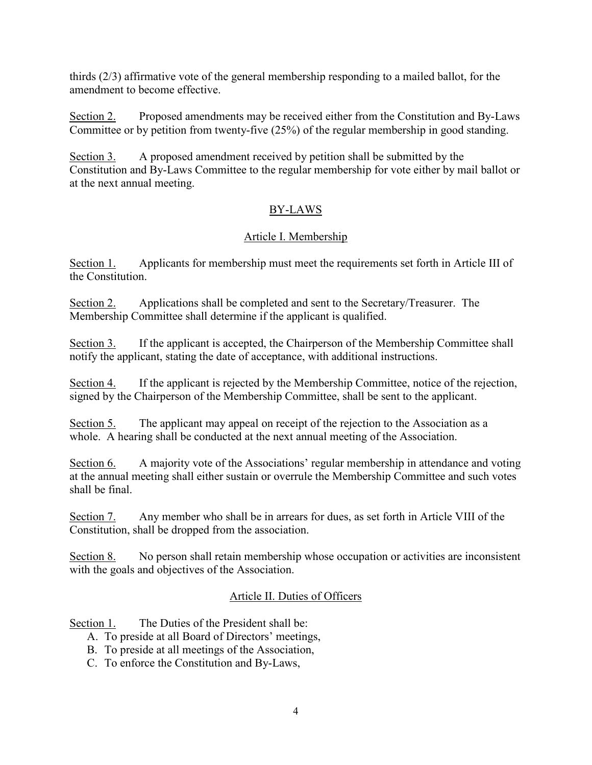thirds (2/3) affirmative vote of the general membership responding to a mailed ballot, for the amendment to become effective.

Section 2. Proposed amendments may be received either from the Constitution and By-Laws Committee or by petition from twenty-five (25%) of the regular membership in good standing.

Section 3. A proposed amendment received by petition shall be submitted by the Constitution and By-Laws Committee to the regular membership for vote either by mail ballot or at the next annual meeting.

## BY-LAWS

### Article I. Membership

Section 1. Applicants for membership must meet the requirements set forth in Article III of the Constitution.

Section 2. Applications shall be completed and sent to the Secretary/Treasurer. The Membership Committee shall determine if the applicant is qualified.

Section 3. If the applicant is accepted, the Chairperson of the Membership Committee shall notify the applicant, stating the date of acceptance, with additional instructions.

Section 4. If the applicant is rejected by the Membership Committee, notice of the rejection, signed by the Chairperson of the Membership Committee, shall be sent to the applicant.

Section 5. The applicant may appeal on receipt of the rejection to the Association as a whole. A hearing shall be conducted at the next annual meeting of the Association.

Section 6. A majority vote of the Associations' regular membership in attendance and voting at the annual meeting shall either sustain or overrule the Membership Committee and such votes shall be final.

Section 7. Any member who shall be in arrears for dues, as set forth in Article VIII of the Constitution, shall be dropped from the association.

Section 8. No person shall retain membership whose occupation or activities are inconsistent with the goals and objectives of the Association.

### Article II. Duties of Officers

Section 1. The Duties of the President shall be:

A. To preside at all Board of Directors' meetings,
B. To preside at all meetings of the Association,
C. To enforce the Constitution and By-Laws,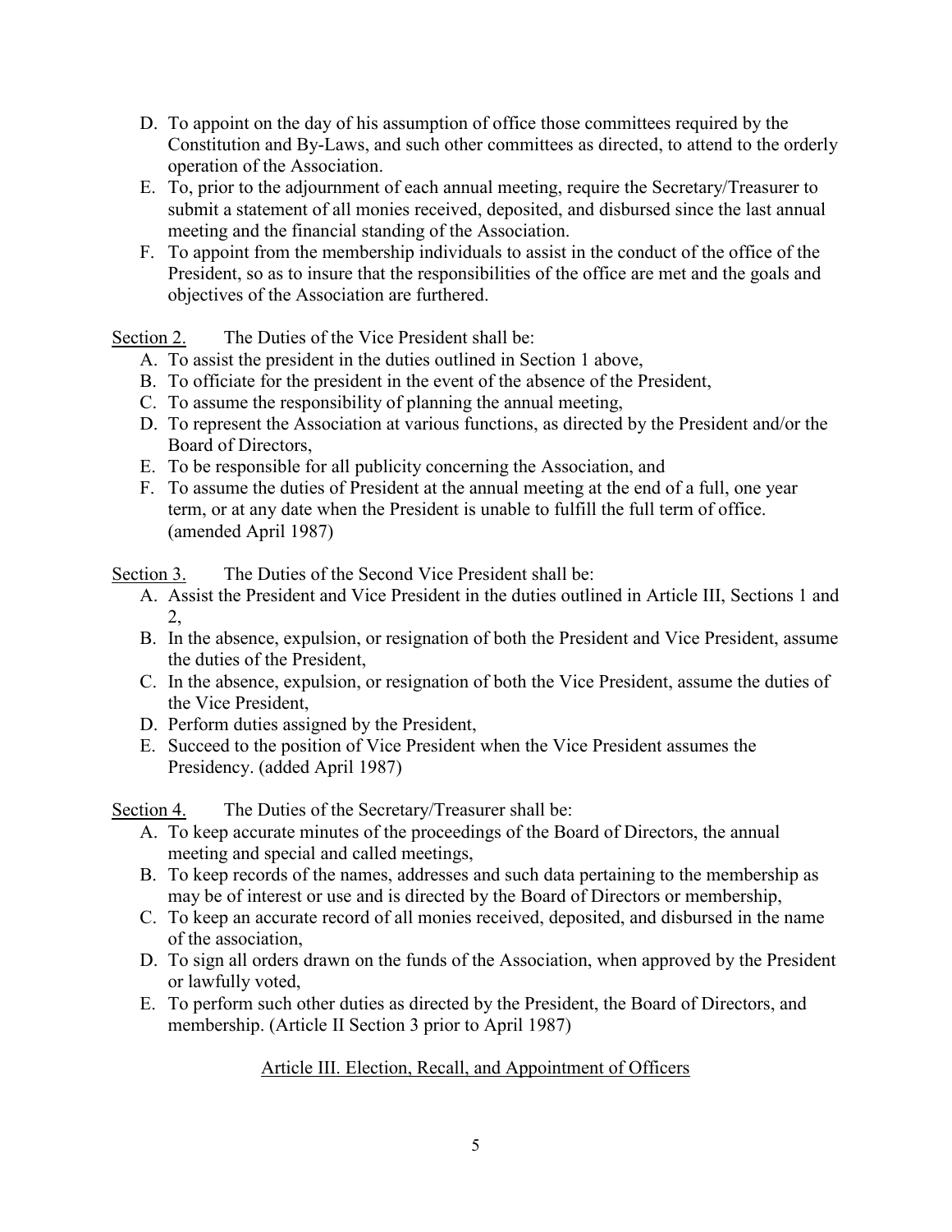D. To appoint on the day of his assumption of office those committees required by the Constitution and By-Laws, and such other committees as directed, to attend to the orderly operation of the Association.
E. To, prior to the adjournment of each annual meeting, require the Secretary/Treasurer to submit a statement of all monies received, deposited, and disbursed since the last annual meeting and the financial standing of the Association.
F. To appoint from the membership individuals to assist in the conduct of the office of the President, so as to insure that the responsibilities of the office are met and the goals and objectives of the Association are furthered.

<u>Section 2.</u> The Duties of the Vice President shall be:

A. To assist the president in the duties outlined in Section 1 above,
B. To officiate for the president in the event of the absence of the President,
C. To assume the responsibility of planning the annual meeting,
D. To represent the Association at various functions, as directed by the President and/or the Board of Directors,
E. To be responsible for all publicity concerning the Association, and
F. To assume the duties of President at the annual meeting at the end of a full, one year term, or at any date when the President is unable to fulfill the full term of office. (amended April 1987)

<u>Section 3.</u> The Duties of the Second Vice President shall be:

A. Assist the President and Vice President in the duties outlined in Article III, Sections 1 and 2,
B. In the absence, expulsion, or resignation of both the President and Vice President, assume the duties of the President,
C. In the absence, expulsion, or resignation of both the Vice President, assume the duties of the Vice President,
D. Perform duties assigned by the President,
E. Succeed to the position of Vice President when the Vice President assumes the Presidency. (added April 1987)

<u>Section 4.</u> The Duties of the Secretary/Treasurer shall be:

A. To keep accurate minutes of the proceedings of the Board of Directors, the annual meeting and special and called meetings,
B. To keep records of the names, addresses and such data pertaining to the membership as may be of interest or use and is directed by the Board of Directors or membership,
C. To keep an accurate record of all monies received, deposited, and disbursed in the name of the association,
D. To sign all orders drawn on the funds of the Association, when approved by the President or lawfully voted,
E. To perform such other duties as directed by the President, the Board of Directors, and membership. (Article II Section 3 prior to April 1987)

## <u>Article III. Election, Recall, and Appointment of Officers</u>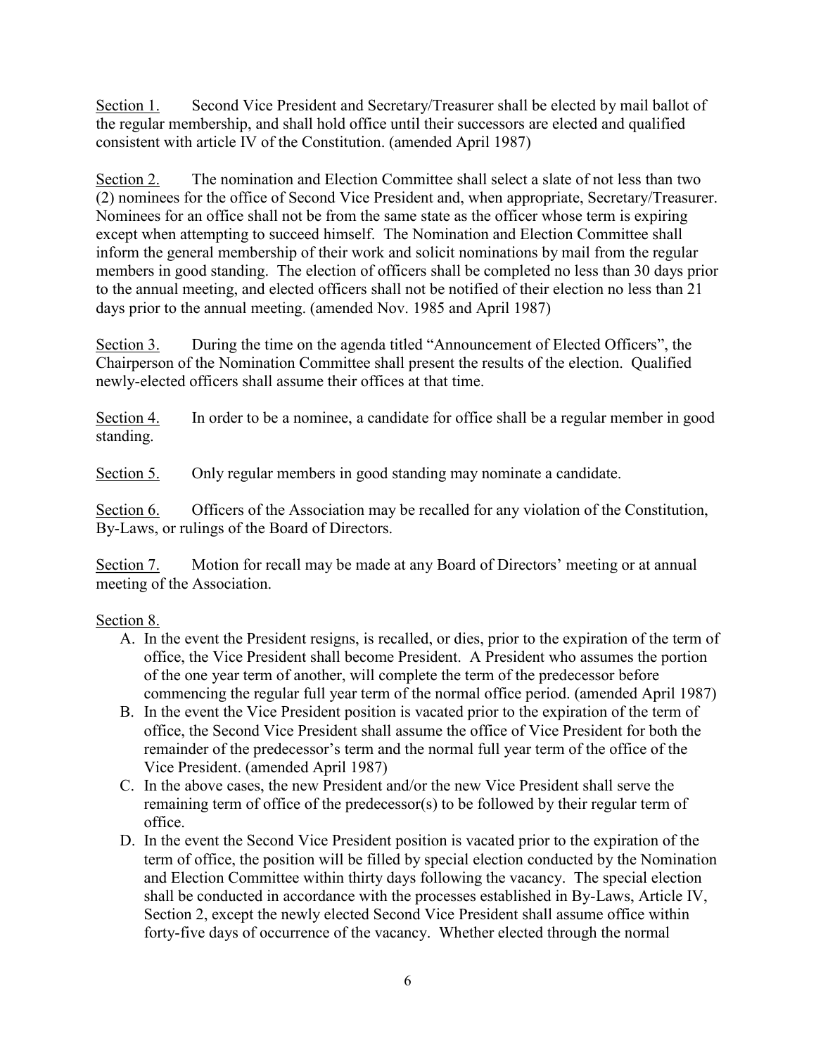Section 1. Second Vice President and Secretary/Treasurer shall be elected by mail ballot of the regular membership, and shall hold office until their successors are elected and qualified consistent with article IV of the Constitution. (amended April 1987)

Section 2. The nomination and Election Committee shall select a slate of not less than two (2) nominees for the office of Second Vice President and, when appropriate, Secretary/Treasurer. Nominees for an office shall not be from the same state as the officer whose term is expiring except when attempting to succeed himself. The Nomination and Election Committee shall inform the general membership of their work and solicit nominations by mail from the regular members in good standing. The election of officers shall be completed no less than 30 days prior to the annual meeting, and elected officers shall not be notified of their election no less than 21 days prior to the annual meeting. (amended Nov. 1985 and April 1987)

Section 3. During the time on the agenda titled "Announcement of Elected Officers", the Chairperson of the Nomination Committee shall present the results of the election. Qualified newly-elected officers shall assume their offices at that time.

Section 4. In order to be a nominee, a candidate for office shall be a regular member in good standing.

Section 5. Only regular members in good standing may nominate a candidate.

Section 6. Officers of the Association may be recalled for any violation of the Constitution, By-Laws, or rulings of the Board of Directors.

Section 7. Motion for recall may be made at any Board of Directors' meeting or at annual meeting of the Association.

Section 8.

A. In the event the President resigns, is recalled, or dies, prior to the expiration of the term of office, the Vice President shall become President. A President who assumes the portion of the one year term of another, will complete the term of the predecessor before commencing the regular full year term of the normal office period. (amended April 1987)
B. In the event the Vice President position is vacated prior to the expiration of the term of office, the Second Vice President shall assume the office of Vice President for both the remainder of the predecessor's term and the normal full year term of the office of the Vice President. (amended April 1987)
C. In the above cases, the new President and/or the new Vice President shall serve the remaining term of office of the predecessor(s) to be followed by their regular term of office.
D. In the event the Second Vice President position is vacated prior to the expiration of the term of office, the position will be filled by special election conducted by the Nomination and Election Committee within thirty days following the vacancy. The special election shall be conducted in accordance with the processes established in By-Laws, Article IV, Section 2, except the newly elected Second Vice President shall assume office within forty-five days of occurrence of the vacancy. Whether elected through the normal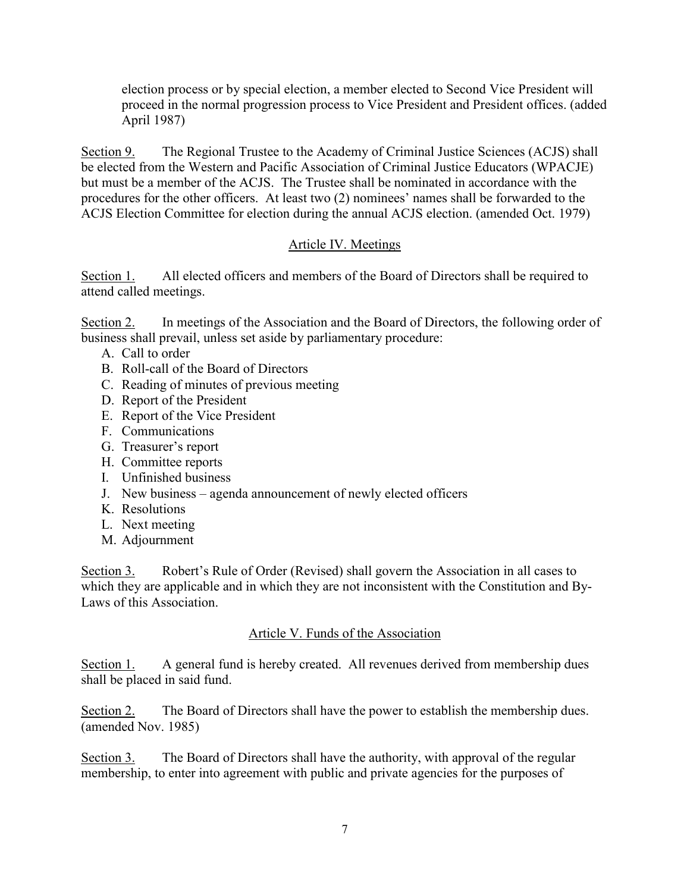election process or by special election, a member elected to Second Vice President will proceed in the normal progression process to Vice President and President offices. (added April 1987)

Section 9. The Regional Trustee to the Academy of Criminal Justice Sciences (ACJS) shall be elected from the Western and Pacific Association of Criminal Justice Educators (WPACJE) but must be a member of the ACJS. The Trustee shall be nominated in accordance with the procedures for the other officers. At least two (2) nominees' names shall be forwarded to the ACJS Election Committee for election during the annual ACJS election. (amended Oct. 1979)

## Article IV. Meetings

Section 1. All elected officers and members of the Board of Directors shall be required to attend called meetings.

Section 2. In meetings of the Association and the Board of Directors, the following order of business shall prevail, unless set aside by parliamentary procedure:

A. Call to order
B. Roll-call of the Board of Directors
C. Reading of minutes of previous meeting
D. Report of the President
E. Report of the Vice President
F. Communications
G. Treasurer's report
H. Committee reports
I. Unfinished business
J. New business – agenda announcement of newly elected officers
K. Resolutions
L. Next meeting
M. Adjournment

Section 3. Robert's Rule of Order (Revised) shall govern the Association in all cases to which they are applicable and in which they are not inconsistent with the Constitution and By-Laws of this Association.

## Article V. Funds of the Association

Section 1. A general fund is hereby created. All revenues derived from membership dues shall be placed in said fund.

Section 2. The Board of Directors shall have the power to establish the membership dues. (amended Nov. 1985)

Section 3. The Board of Directors shall have the authority, with approval of the regular membership, to enter into agreement with public and private agencies for the purposes of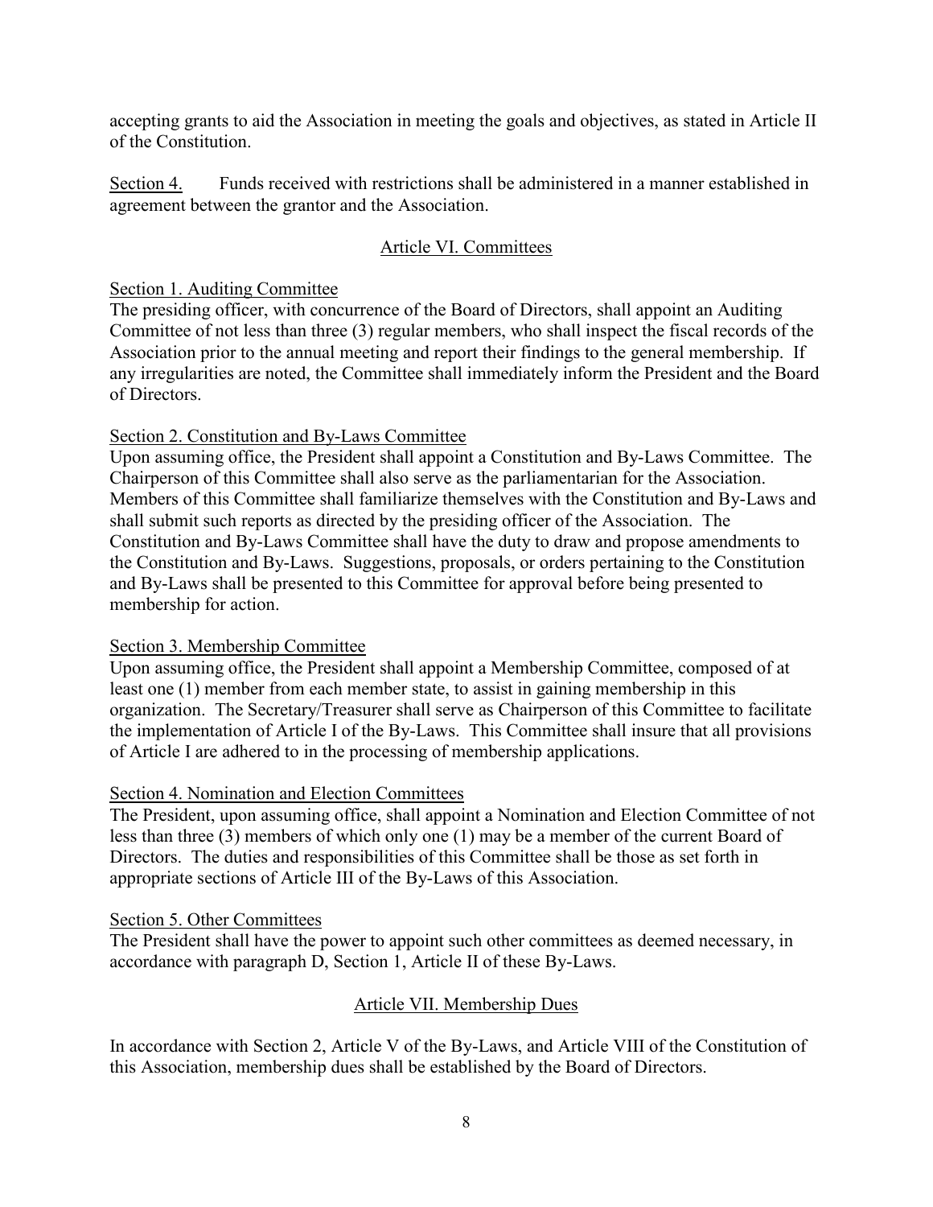accepting grants to aid the Association in meeting the goals and objectives, as stated in Article II of the Constitution.

Section 4. Funds received with restrictions shall be administered in a manner established in agreement between the grantor and the Association.

## Article VI. Committees

### Section 1. Auditing Committee

The presiding officer, with concurrence of the Board of Directors, shall appoint an Auditing Committee of not less than three (3) regular members, who shall inspect the fiscal records of the Association prior to the annual meeting and report their findings to the general membership. If any irregularities are noted, the Committee shall immediately inform the President and the Board of Directors.

### Section 2. Constitution and By-Laws Committee

Upon assuming office, the President shall appoint a Constitution and By-Laws Committee. The Chairperson of this Committee shall also serve as the parliamentarian for the Association. Members of this Committee shall familiarize themselves with the Constitution and By-Laws and shall submit such reports as directed by the presiding officer of the Association. The Constitution and By-Laws Committee shall have the duty to draw and propose amendments to the Constitution and By-Laws. Suggestions, proposals, or orders pertaining to the Constitution and By-Laws shall be presented to this Committee for approval before being presented to membership for action.

### Section 3. Membership Committee

Upon assuming office, the President shall appoint a Membership Committee, composed of at least one (1) member from each member state, to assist in gaining membership in this organization. The Secretary/Treasurer shall serve as Chairperson of this Committee to facilitate the implementation of Article I of the By-Laws. This Committee shall insure that all provisions of Article I are adhered to in the processing of membership applications.

### Section 4. Nomination and Election Committees

The President, upon assuming office, shall appoint a Nomination and Election Committee of not less than three (3) members of which only one (1) may be a member of the current Board of Directors. The duties and responsibilities of this Committee shall be those as set forth in appropriate sections of Article III of the By-Laws of this Association.

### Section 5. Other Committees

The President shall have the power to appoint such other committees as deemed necessary, in accordance with paragraph D, Section 1, Article II of these By-Laws.

## Article VII. Membership Dues

In accordance with Section 2, Article V of the By-Laws, and Article VIII of the Constitution of this Association, membership dues shall be established by the Board of Directors.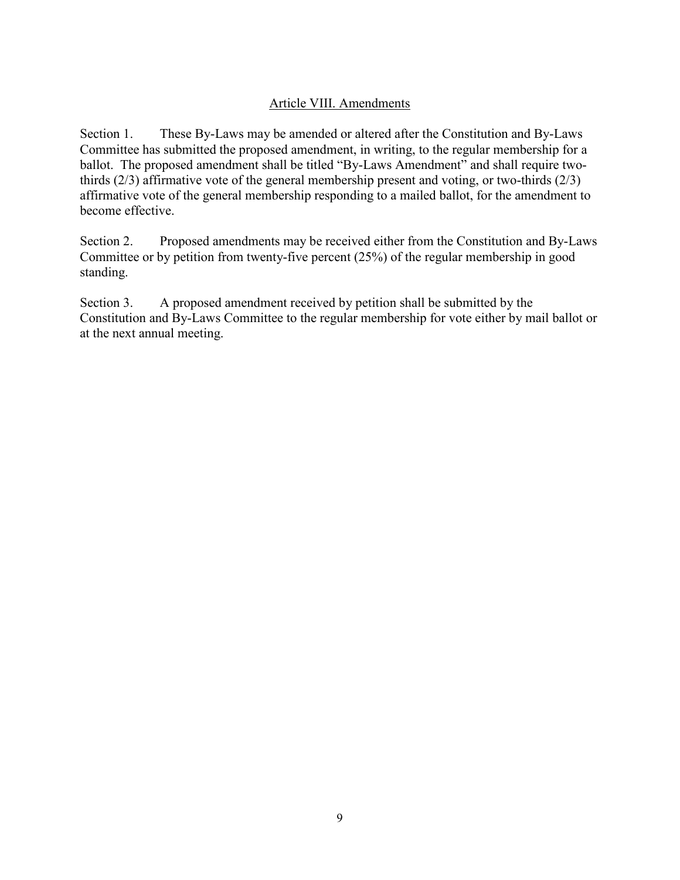## Article VIII. Amendments

Section 1. These By-Laws may be amended or altered after the Constitution and By-Laws Committee has submitted the proposed amendment, in writing, to the regular membership for a ballot. The proposed amendment shall be titled "By-Laws Amendment" and shall require two-thirds (2/3) affirmative vote of the general membership present and voting, or two-thirds (2/3) affirmative vote of the general membership responding to a mailed ballot, for the amendment to become effective.

Section 2. Proposed amendments may be received either from the Constitution and By-Laws Committee or by petition from twenty-five percent (25%) of the regular membership in good standing.

Section 3. A proposed amendment received by petition shall be submitted by the Constitution and By-Laws Committee to the regular membership for vote either by mail ballot or at the next annual meeting.